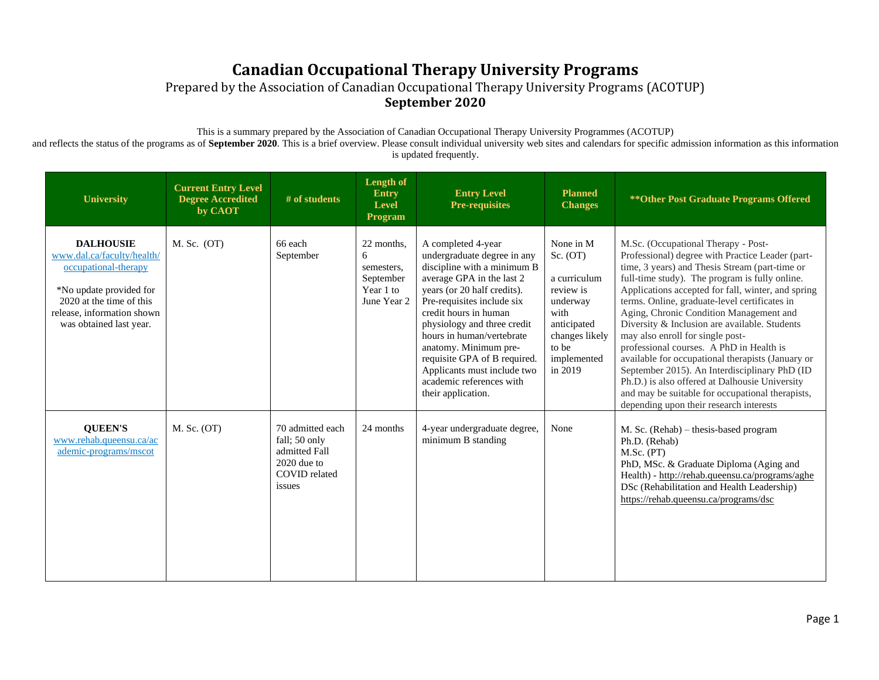# Canadian Occupational Therapy University Programs

Prepared by the Association of Canadian Occupational Therapy University Programs (ACOTUP)

**September 2020**

This is a summary prepared by the Association of Canadian Occupational Therapy University Programmes (ACOTUP) and reflects the status of the programs as of **September 2020**. This is a brief overview. Please consult individual university web sites and calendars for specific admission information as this information is updated frequently.

| University | Current Entry Level Degree Accredited by CAOT | # of students | Length of Entry Level Program | Entry Level Pre-requisites | Planned Changes | **Other Post Graduate Programs Offered |
|---|---|---|---|---|---|---|
| **DALHOUSIE**<br>www.dal.ca/faculty/health/occupational-therapy<br><br>*No update provided for 2020 at the time of this release, information shown was obtained last year. | M. Sc. (OT) | 66 each September | 22 months, 6 semesters, September Year 1 to June Year 2 | A completed 4-year undergraduate degree in any discipline with a minimum B average GPA in the last 2 years (or 20 half credits). Pre-requisites include six credit hours in human physiology and three credit hours in human/vertebrate anatomy. Minimum pre-requisite GPA of B required. Applicants must include two academic references with their application. | None in M Sc. (OT)<br><br>a curriculum review is underway with anticipated changes likely to be implemented in 2019 | M.Sc. (Occupational Therapy - Post-Professional) degree with Practice Leader (part-time, 3 years) and Thesis Stream (part-time or full-time study). The program is fully online. Applications accepted for fall, winter, and spring terms. Online, graduate-level certificates in Aging, Chronic Condition Management and Diversity & Inclusion are available. Students may also enroll for single post-professional courses. A PhD in Health is available for occupational therapists (January or September 2015). An Interdisciplinary PhD (ID Ph.D.) is also offered at Dalhousie University and may be suitable for occupational therapists, depending upon their research interests |
| **QUEEN'S**<br>www.rehab.queensu.ca/academic-programs/mscot | M. Sc. (OT) | 70 admitted each fall; 50 only admitted Fall 2020 due to COVID related issues | 24 months | 4-year undergraduate degree, minimum B standing | None | M. Sc. (Rehab) – thesis-based program<br>Ph.D. (Rehab)<br>M.Sc. (PT)<br>PhD, MSc. & Graduate Diploma (Aging and Health) - http://rehab.queensu.ca/programs/aghe<br>DSc (Rehabilitation and Health Leadership) https://rehab.queensu.ca/programs/dsc |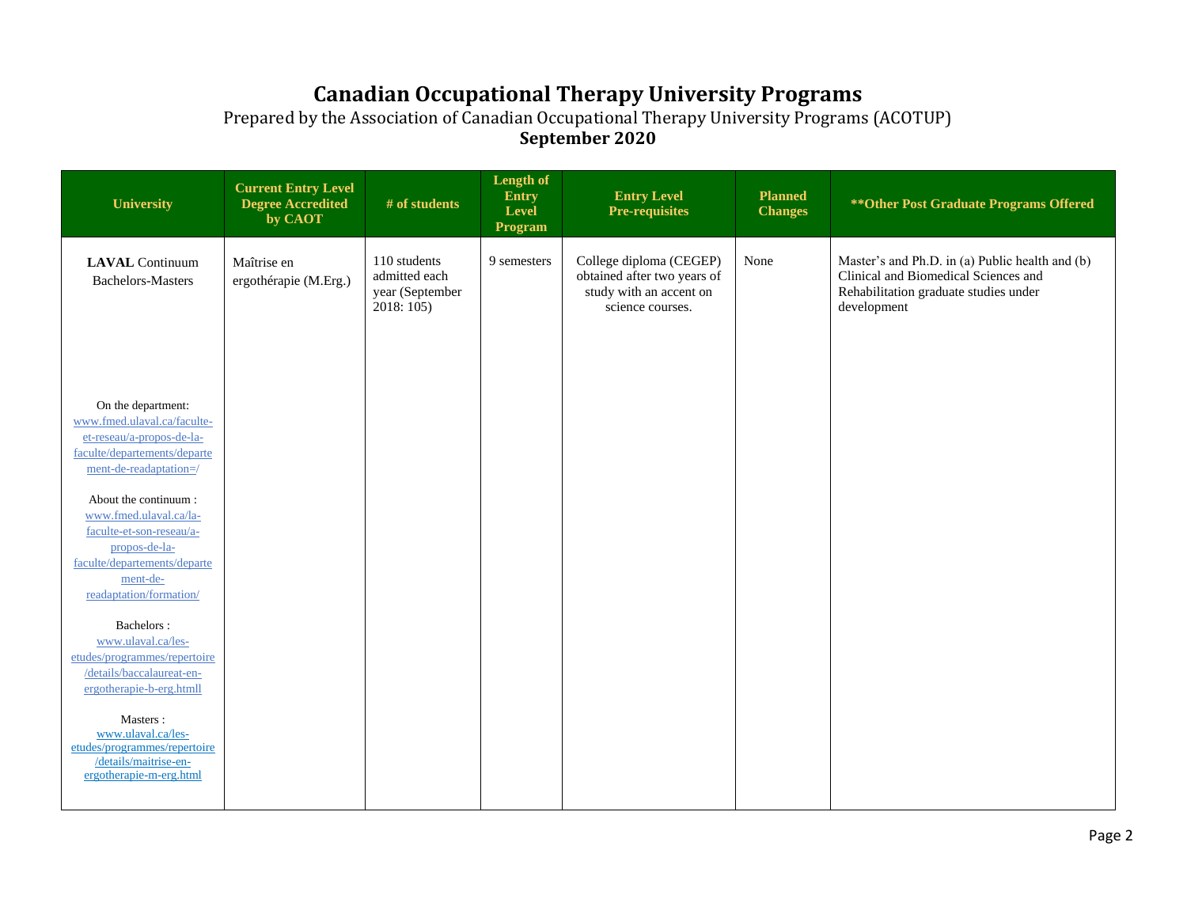# Canadian Occupational Therapy University Programs

Prepared by the Association of Canadian Occupational Therapy University Programs (ACOTUP)

**September 2020**

| University | Current Entry Level Degree Accredited by CAOT | # of students | Length of Entry Level Program | Entry Level Pre-requisites | Planned Changes | **Other Post Graduate Programs Offered |
|---|---|---|---|---|---|---|
| **LAVAL** Continuum Bachelors-Masters<br><br>On the department: www.fmed.ulaval.ca/faculte-et-reseau/a-propos-de-la-faculte/departements/departement-de-readaptation=/<br><br>About the continuum : www.fmed.ulaval.ca/la-faculte-et-son-reseau/a-propos-de-la-faculte/departements/departement-de-readaptation/formation/<br><br>Bachelors : www.ulaval.ca/les-etudes/programmes/repertoire/details/baccalaureat-en-ergotherapie-b-erg.htmll<br><br>Masters : www.ulaval.ca/les-etudes/programmes/repertoire/details/maitrise-en-ergotherapie-m-erg.html | Maîtrise en ergothérapie (M.Erg.) | 110 students admitted each year (September 2018: 105) | 9 semesters | College diploma (CEGEP) obtained after two years of study with an accent on science courses. | None | Master's and Ph.D. in (a) Public health and (b) Clinical and Biomedical Sciences and Rehabilitation graduate studies under development |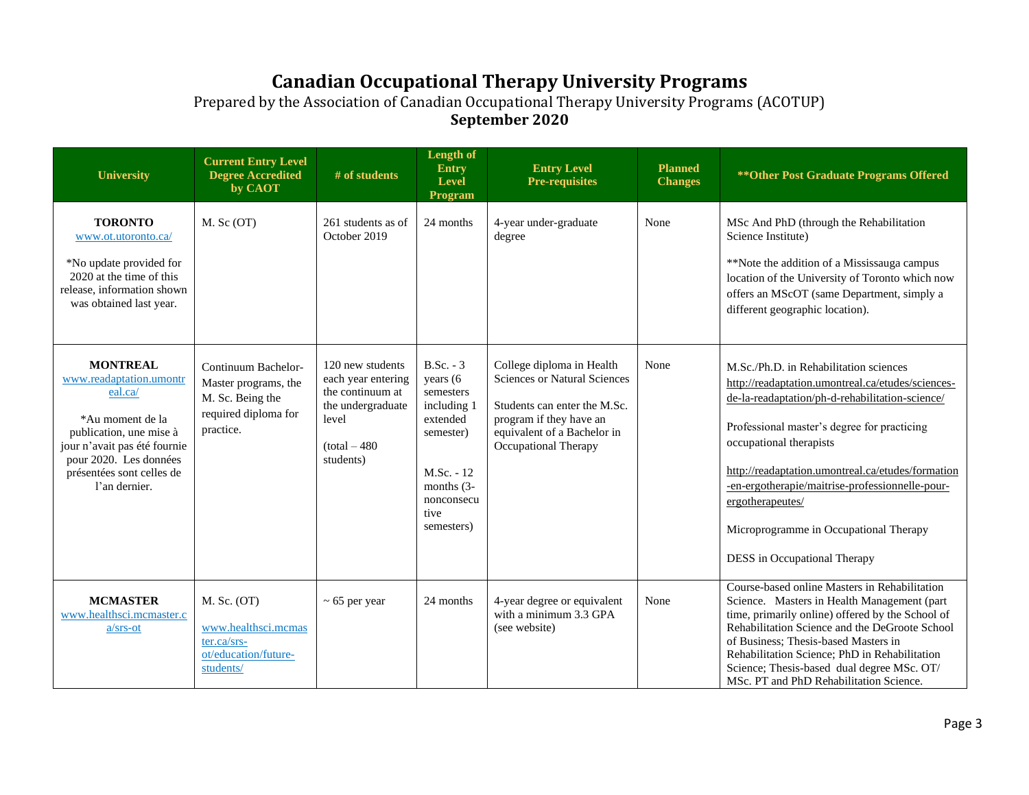# Canadian Occupational Therapy University Programs

Prepared by the Association of Canadian Occupational Therapy University Programs (ACOTUP)

**September 2020**

| University | Current Entry Level Degree Accredited by CAOT | # of students | Length of Entry Level Program | Entry Level Pre-requisites | Planned Changes | **Other Post Graduate Programs Offered |
|---|---|---|---|---|---|---|
| **TORONTO** www.ot.utoronto.ca/ *No update provided for 2020 at the time of this release, information shown was obtained last year. | M. Sc (OT) | 261 students as of October 2019 | 24 months | 4-year under-graduate degree | None | MSc And PhD (through the Rehabilitation Science Institute) **Note the addition of a Mississauga campus location of the University of Toronto which now offers an MScOT (same Department, simply a different geographic location). |
| **MONTREAL** www.readaptation.umontreal.ca/ *Au moment de la publication, une mise à jour n'avait pas été fournie pour 2020. Les données présentées sont celles de l'an dernier. | Continuum Bachelor-Master programs, the M. Sc. Being the required diploma for practice. | 120 new students each year entering the continuum at the undergraduate level (total – 480 students) | B.Sc. - 3 years (6 semesters including 1 extended semester) M.Sc. - 12 months (3-nonconsecutive semesters) | College diploma in Health Sciences or Natural Sciences Students can enter the M.Sc. program if they have an equivalent of a Bachelor in Occupational Therapy | None | M.Sc./Ph.D. in Rehabilitation sciences http://readaptation.umontreal.ca/etudes/sciences-de-la-readaptation/ph-d-rehabilitation-science/ Professional master's degree for practicing occupational therapists http://readaptation.umontreal.ca/etudes/formation-en-ergotherapie/maitrise-professionnelle-pour-ergotherapeutes/ Microprogramme in Occupational Therapy DESS in Occupational Therapy |
| **MCMASTER** www.healthsci.mcmaster.ca/srs-ot | M. Sc. (OT) www.healthsci.mcmaster.ca/srs-ot/education/future-students/ | ~ 65 per year | 24 months | 4-year degree or equivalent with a minimum 3.3 GPA (see website) | None | Course-based online Masters in Rehabilitation Science. Masters in Health Management (part time, primarily online) offered by the School of Rehabilitation Science and the DeGroote School of Business; Thesis-based Masters in Rehabilitation Science; PhD in Rehabilitation Science; Thesis-based dual degree MSc. OT/ MSc. PT and PhD Rehabilitation Science. |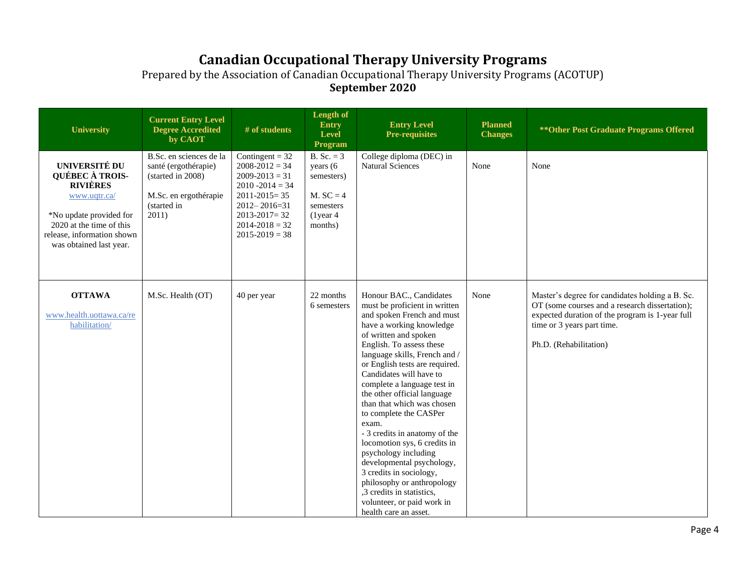# Canadian Occupational Therapy University Programs

Prepared by the Association of Canadian Occupational Therapy University Programs (ACOTUP)

**September 2020**

| University | Current Entry Level Degree Accredited by CAOT | # of students | Length of Entry Level Program | Entry Level Pre-requisites | Planned Changes | **Other Post Graduate Programs Offered |
|---|---|---|---|---|---|---|
| **UNIVERSITÉ DU QUÉBEC À TROIS-RIVIÈRES** www.uqtr.ca/ *No update provided for 2020 at the time of this release, information shown was obtained last year. | B.Sc. en sciences de la santé (ergothérapie) (started in 2008) M.Sc. en ergothérapie (started in 2011) | Contingent = 32 2008-2012 = 34 2009-2013 = 31 2010 -2014 = 34 2011-2015= 35 2012– 2016=31 2013-2017= 32 2014-2018 = 32 2015-2019 = 38 | B. Sc. = 3 years (6 semesters) M. SC = 4 semesters (1year 4 months) | College diploma (DEC) in Natural Sciences | None | None |
| **OTTAWA** www.health.uottawa.ca/rehabilitation/ | M.Sc. Health (OT) | 40 per year | 22 months 6 semesters | Honour BAC., Candidates must be proficient in written and spoken French and must have a working knowledge of written and spoken English. To assess these language skills, French and / or English tests are required. Candidates will have to complete a language test in the other official language than that which was chosen to complete the CASPer exam. - 3 credits in anatomy of the locomotion sys, 6 credits in psychology including developmental psychology, 3 credits in sociology, philosophy or anthropology ,3 credits in statistics, volunteer, or paid work in health care an asset. | None | Master's degree for candidates holding a B. Sc. OT (some courses and a research dissertation); expected duration of the program is 1-year full time or 3 years part time. Ph.D. (Rehabilitation) |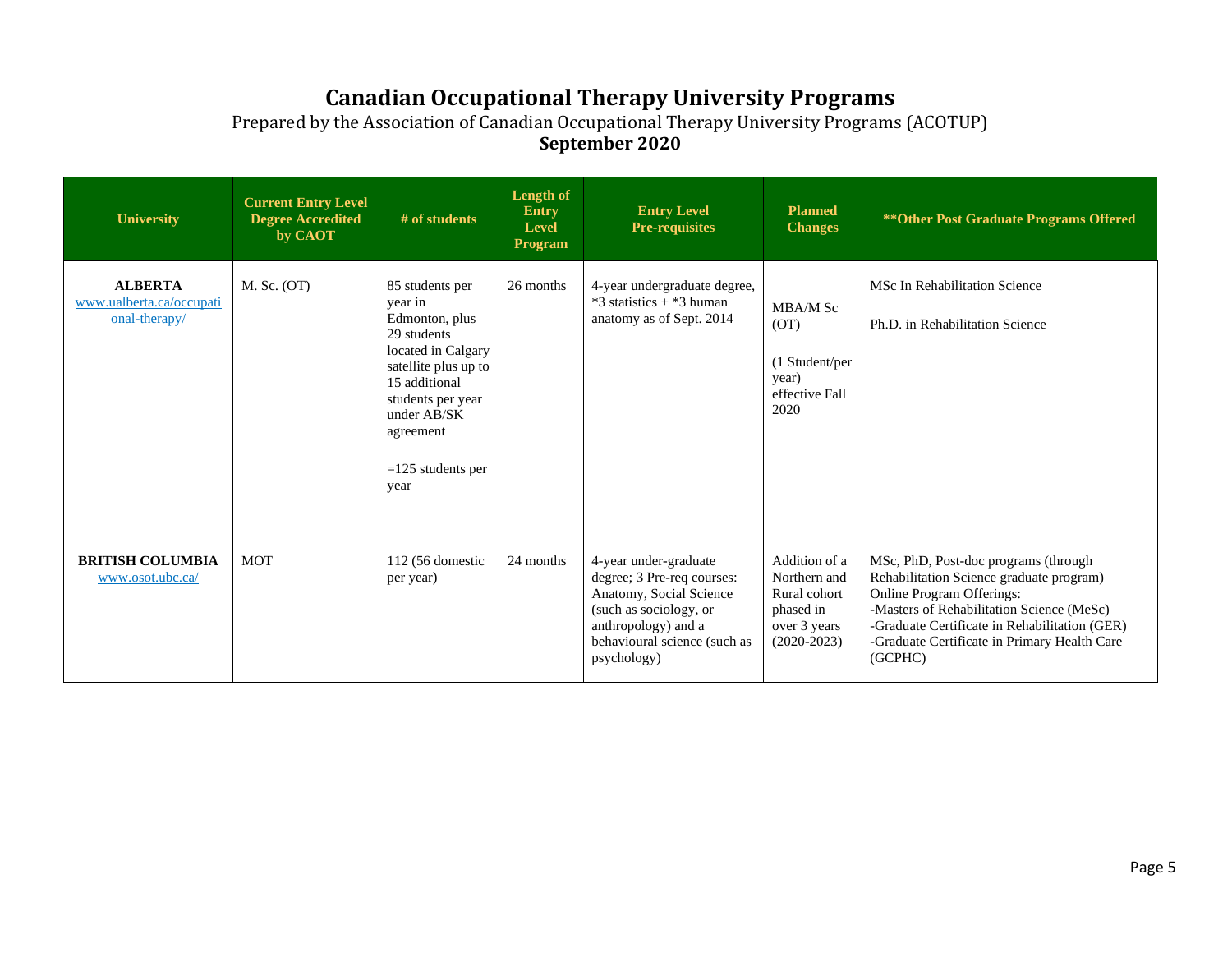# Canadian Occupational Therapy University Programs

Prepared by the Association of Canadian Occupational Therapy University Programs (ACOTUP)

**September 2020**

| University | Current Entry Level Degree Accredited by CAOT | # of students | Length of Entry Level Program | Entry Level Pre-requisites | Planned Changes | **Other Post Graduate Programs Offered |
|---|---|---|---|---|---|---|
| **ALBERTA** www.ualberta.ca/occupational-therapy/ | M. Sc. (OT) | 85 students per year in Edmonton, plus 29 students located in Calgary satellite plus up to 15 additional students per year under AB/SK agreement<br><br>=125 students per year | 26 months | 4-year undergraduate degree, *3 statistics + *3 human anatomy as of Sept. 2014 | MBA/M Sc (OT)<br><br>(1 Student/per year) effective Fall 2020 | MSc In Rehabilitation Science<br><br>Ph.D. in Rehabilitation Science |
| **BRITISH COLUMBIA** www.osot.ubc.ca/ | MOT | 112 (56 domestic per year) | 24 months | 4-year under-graduate degree; 3 Pre-req courses: Anatomy, Social Science (such as sociology, or anthropology) and a behavioural science (such as psychology) | Addition of a Northern and Rural cohort phased in over 3 years (2020-2023) | MSc, PhD, Post-doc programs (through Rehabilitation Science graduate program)<br>Online Program Offerings:<br>-Masters of Rehabilitation Science (MeSc)<br>-Graduate Certificate in Rehabilitation (GER)<br>-Graduate Certificate in Primary Health Care (GCPHC) |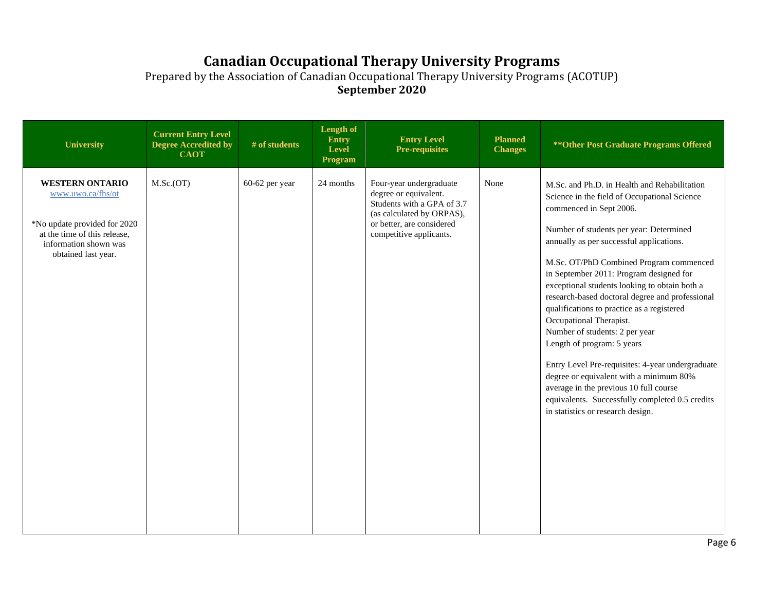# Canadian Occupational Therapy University Programs

Prepared by the Association of Canadian Occupational Therapy University Programs (ACOTUP)

**September 2020**

| University | Current Entry Level Degree Accredited by CAOT | # of students | Length of Entry Level Program | Entry Level Pre-requisites | Planned Changes | **Other Post Graduate Programs Offered |
|---|---|---|---|---|---|---|
| **WESTERN ONTARIO**<br>www.uwo.ca/fhs/ot<br><br>*No update provided for 2020 at the time of this release, information shown was obtained last year. | M.Sc.(OT) | 60-62 per year | 24 months | Four-year undergraduate degree or equivalent. Students with a GPA of 3.7 (as calculated by ORPAS), or better, are considered competitive applicants. | None | M.Sc. and Ph.D. in Health and Rehabilitation Science in the field of Occupational Science commenced in Sept 2006.<br><br>Number of students per year: Determined annually as per successful applications.<br><br>M.Sc. OT/PhD Combined Program commenced in September 2011: Program designed for exceptional students looking to obtain both a research-based doctoral degree and professional qualifications to practice as a registered Occupational Therapist.<br>Number of students: 2 per year<br>Length of program: 5 years<br><br>Entry Level Pre-requisites: 4-year undergraduate degree or equivalent with a minimum 80% average in the previous 10 full course equivalents. Successfully completed 0.5 credits in statistics or research design. |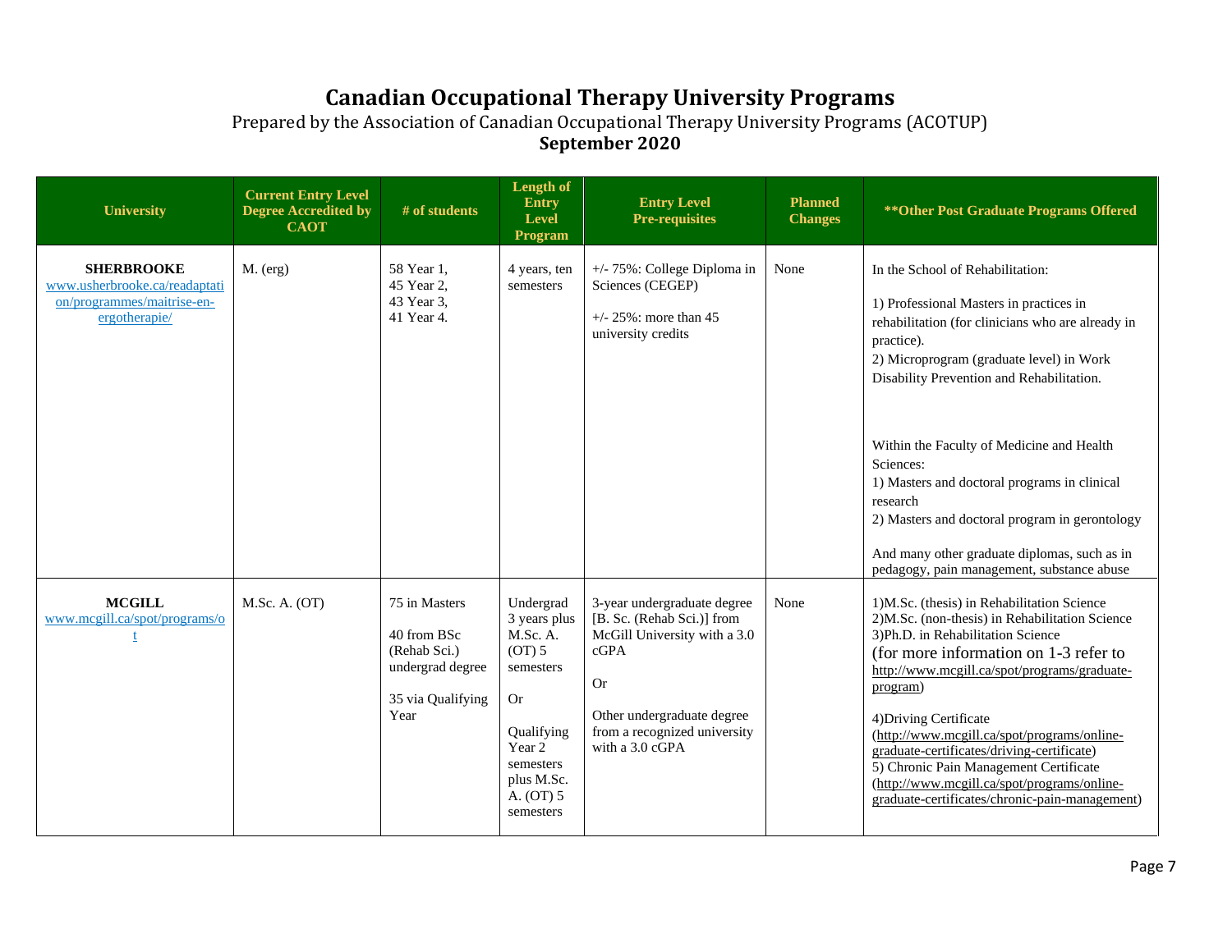# Canadian Occupational Therapy University Programs

Prepared by the Association of Canadian Occupational Therapy University Programs (ACOTUP)

**September 2020**

| University | Current Entry Level Degree Accredited by CAOT | # of students | Length of Entry Level Program | Entry Level Pre-requisites | Planned Changes | **Other Post Graduate Programs Offered |
|---|---|---|---|---|---|---|
| **SHERBROOKE** www.usherbrooke.ca/readaptation/programmes/maitrise-en-ergotherapie/ | M. (erg) | 58 Year 1, 45 Year 2, 43 Year 3, 41 Year 4. | 4 years, ten semesters | +/- 75%: College Diploma in Sciences (CEGEP)<br><br>+/- 25%: more than 45 university credits | None | In the School of Rehabilitation:<br><br>1) Professional Masters in practices in rehabilitation (for clinicians who are already in practice).<br>2) Microprogram (graduate level) in Work Disability Prevention and Rehabilitation.<br><br>Within the Faculty of Medicine and Health Sciences:<br>1) Masters and doctoral programs in clinical research<br>2) Masters and doctoral program in gerontology<br><br>And many other graduate diplomas, such as in pedagogy, pain management, substance abuse |
| **MCGILL** www.mcgill.ca/spot/programs/ot | M.Sc. A. (OT) | 75 in Masters<br><br>40 from BSc (Rehab Sci.) undergrad degree<br><br>35 via Qualifying Year | Undergrad 3 years plus M.Sc. A. (OT) 5 semesters<br><br>Or<br><br>Qualifying Year 2 semesters plus M.Sc. A. (OT) 5 semesters | 3-year undergraduate degree [B. Sc. (Rehab Sci.)] from McGill University with a 3.0 cGPA<br><br>Or<br><br>Other undergraduate degree from a recognized university with a 3.0 cGPA | None | 1)M.Sc. (thesis) in Rehabilitation Science<br>2)M.Sc. (non-thesis) in Rehabilitation Science<br>3)Ph.D. in Rehabilitation Science<br>(for more information on 1-3 refer to http://www.mcgill.ca/spot/programs/graduate-program)<br><br>4)Driving Certificate (http://www.mcgill.ca/spot/programs/online-graduate-certificates/driving-certificate)<br>5) Chronic Pain Management Certificate (http://www.mcgill.ca/spot/programs/online-graduate-certificates/chronic-pain-management) |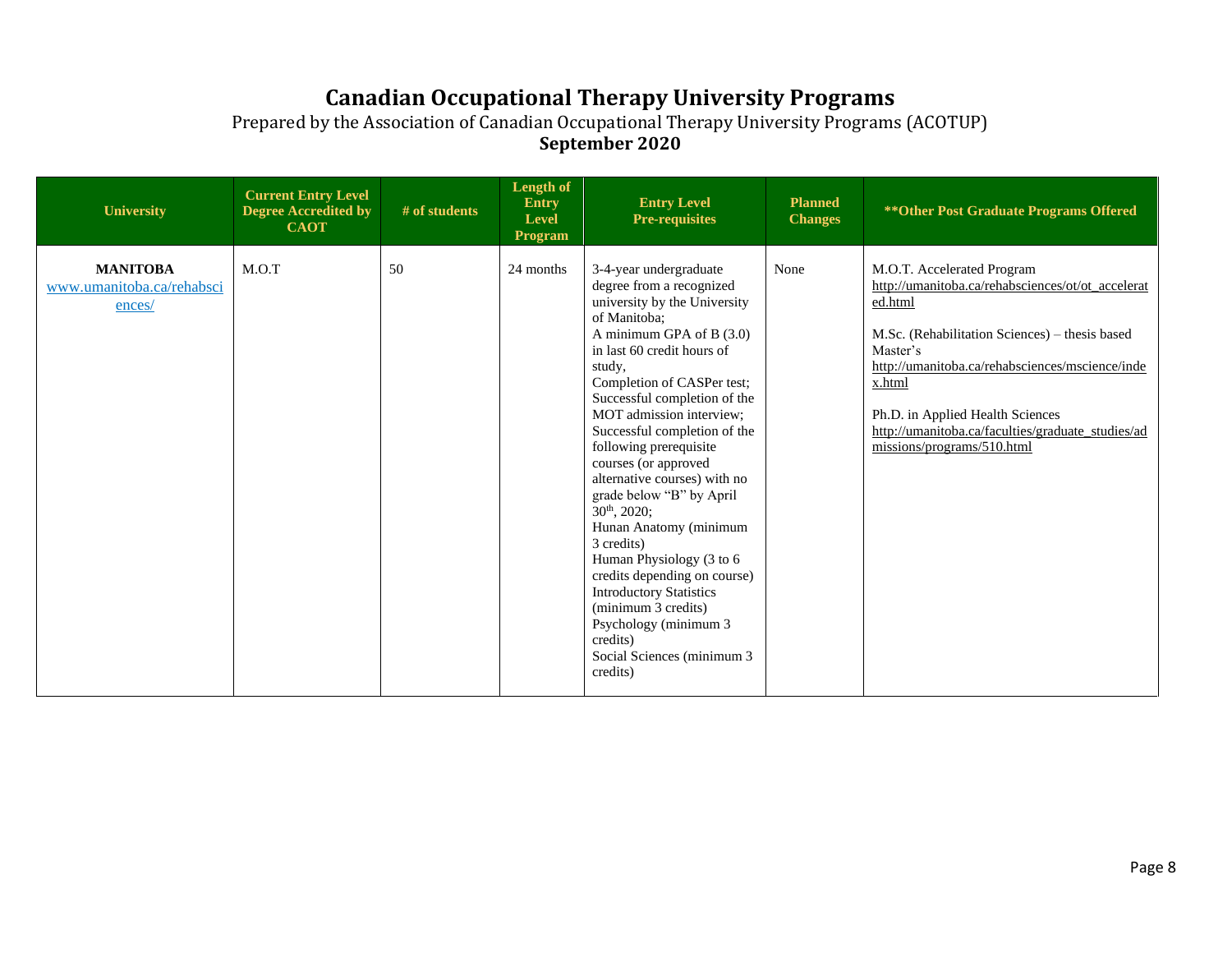# Canadian Occupational Therapy University Programs

Prepared by the Association of Canadian Occupational Therapy University Programs (ACOTUP)

**September 2020**

| University | Current Entry Level Degree Accredited by CAOT | # of students | Length of Entry Level Program | Entry Level Pre-requisites | Planned Changes | **Other Post Graduate Programs Offered |
|---|---|---|---|---|---|---|
| **MANITOBA** www.umanitoba.ca/rehabsciences/ | M.O.T | 50 | 24 months | 3-4-year undergraduate degree from a recognized university by the University of Manitoba; A minimum GPA of B (3.0) in last 60 credit hours of study, Completion of CASPer test; Successful completion of the MOT admission interview; Successful completion of the following prerequisite courses (or approved alternative courses) with no grade below "B" by April 30th, 2020; Hunan Anatomy (minimum 3 credits) Human Physiology (3 to 6 credits depending on course) Introductory Statistics (minimum 3 credits) Psychology (minimum 3 credits) Social Sciences (minimum 3 credits) | None | M.O.T. Accelerated Program http://umanitoba.ca/rehabsciences/ot/ot_accelerated.html<br><br>M.Sc. (Rehabilitation Sciences) – thesis based Master's http://umanitoba.ca/rehabsciences/mscience/index.html<br><br>Ph.D. in Applied Health Sciences http://umanitoba.ca/faculties/graduate_studies/admissions/programs/510.html |